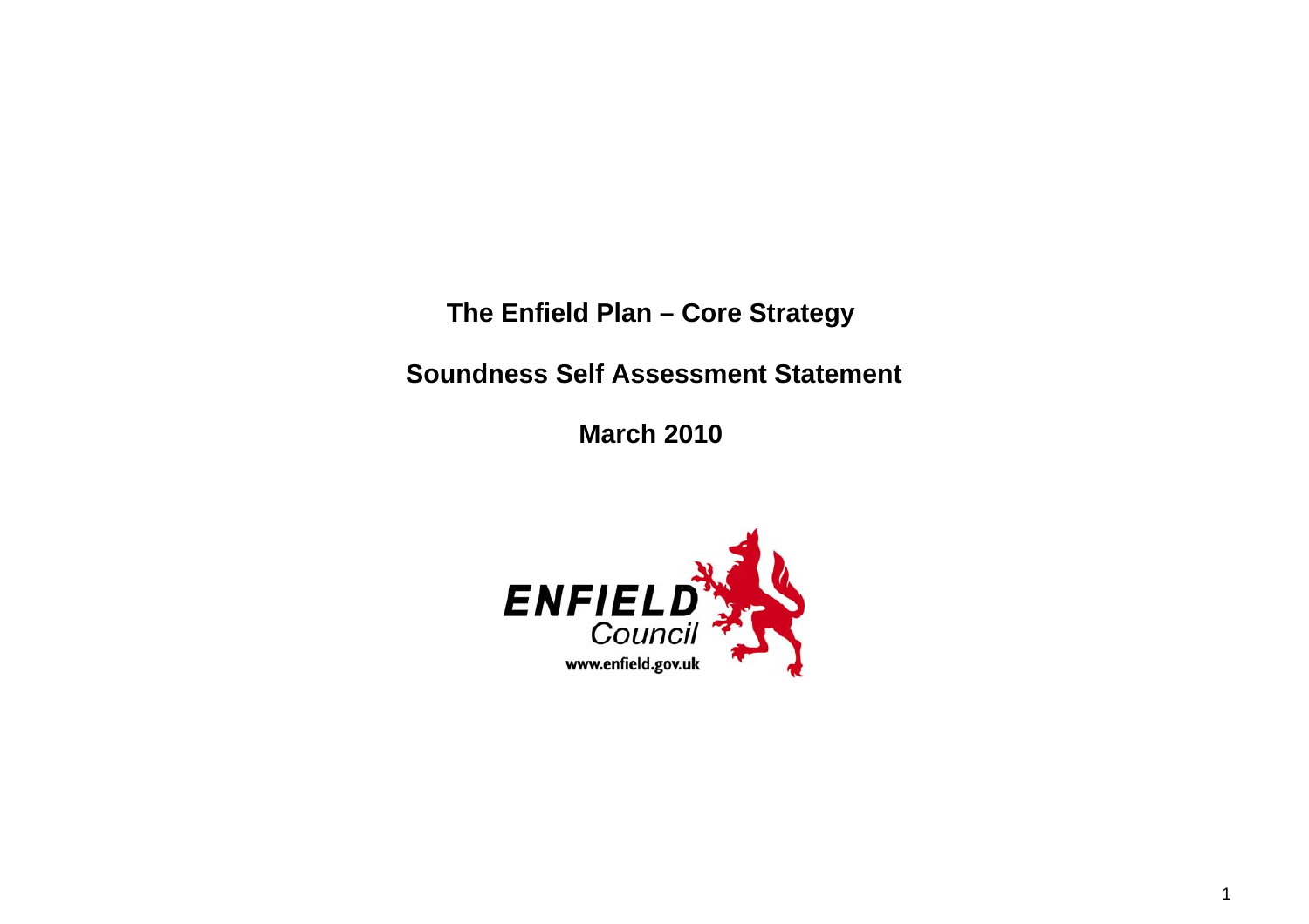# The Enfield Plan – Core Strategy

## Soundness Self Assessment Statement

**March 2010**

ENFIELD Council

www.enfield.gov.uk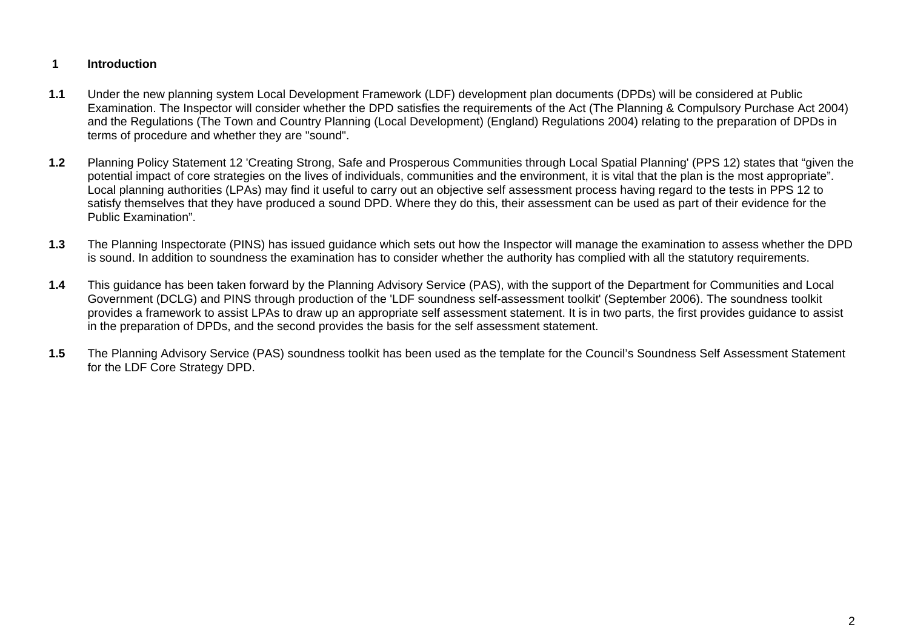## 1 Introduction

**1.1** Under the new planning system Local Development Framework (LDF) development plan documents (DPDs) will be considered at Public Examination. The Inspector will consider whether the DPD satisfies the requirements of the Act (The Planning & Compulsory Purchase Act 2004) and the Regulations (The Town and Country Planning (Local Development) (England) Regulations 2004) relating to the preparation of DPDs in terms of procedure and whether they are "sound".

**1.2** Planning Policy Statement 12 'Creating Strong, Safe and Prosperous Communities through Local Spatial Planning' (PPS 12) states that “given the potential impact of core strategies on the lives of individuals, communities and the environment, it is vital that the plan is the most appropriate”. Local planning authorities (LPAs) may find it useful to carry out an objective self assessment process having regard to the tests in PPS 12 to satisfy themselves that they have produced a sound DPD. Where they do this, their assessment can be used as part of their evidence for the Public Examination”.

**1.3** The Planning Inspectorate (PINS) has issued guidance which sets out how the Inspector will manage the examination to assess whether the DPD is sound. In addition to soundness the examination has to consider whether the authority has complied with all the statutory requirements.

**1.4** This guidance has been taken forward by the Planning Advisory Service (PAS), with the support of the Department for Communities and Local Government (DCLG) and PINS through production of the 'LDF soundness self-assessment toolkit' (September 2006). The soundness toolkit provides a framework to assist LPAs to draw up an appropriate self assessment statement. It is in two parts, the first provides guidance to assist in the preparation of DPDs, and the second provides the basis for the self assessment statement.

**1.5** The Planning Advisory Service (PAS) soundness toolkit has been used as the template for the Council’s Soundness Self Assessment Statement for the LDF Core Strategy DPD.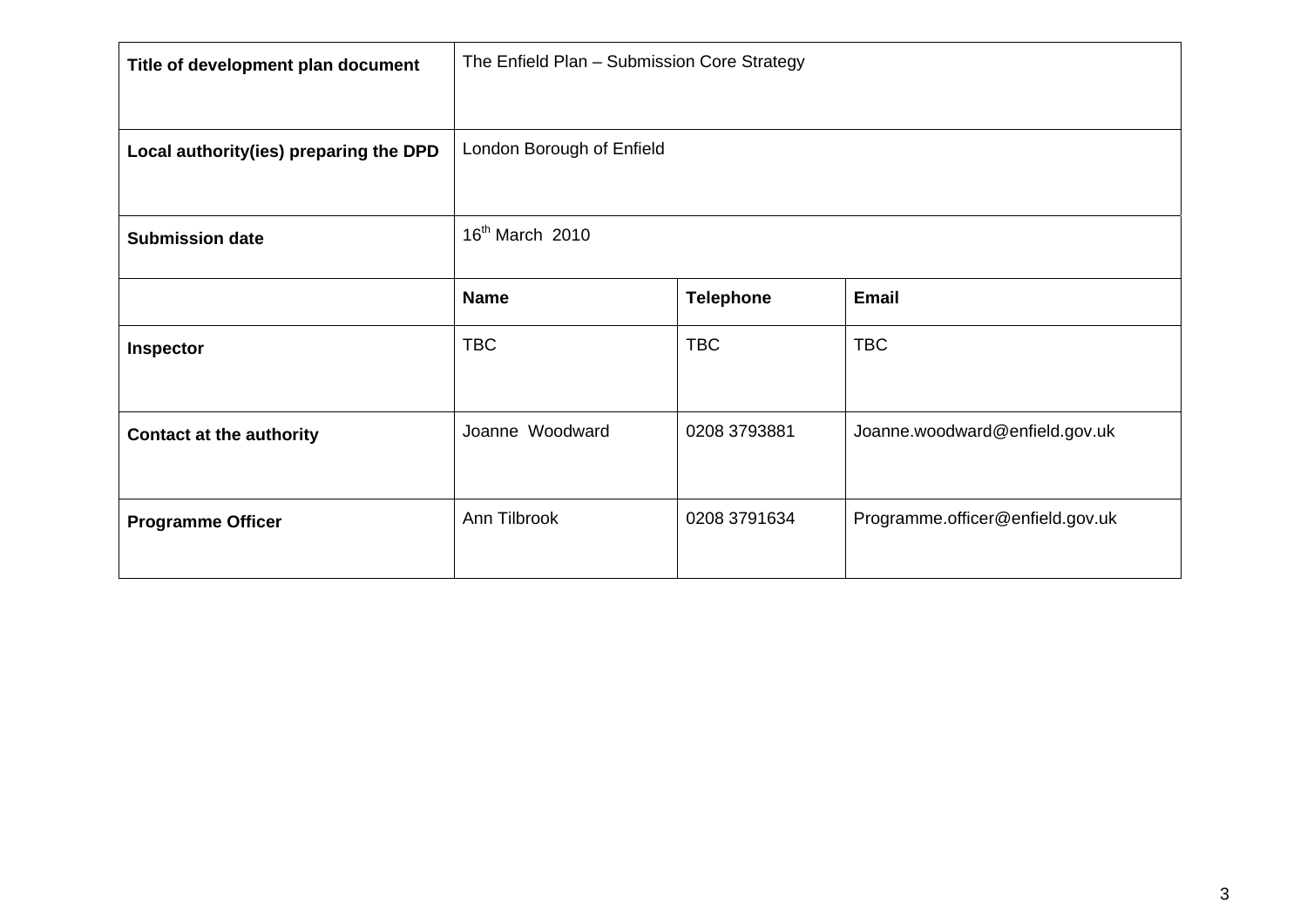| Title of development plan document | The Enfield Plan – Submission Core Strategy | | |
|---|---|---|---|
| Local authority(ies) preparing the DPD | London Borough of Enfield | | |
| Submission date | 16th March 2010 | | |
| | **Name** | **Telephone** | **Email** |
| **Inspector** | TBC | TBC | TBC |
| **Contact at the authority** | Joanne Woodward | 0208 3793881 | Joanne.woodward@enfield.gov.uk |
| **Programme Officer** | Ann Tilbrook | 0208 3791634 | Programme.officer@enfield.gov.uk |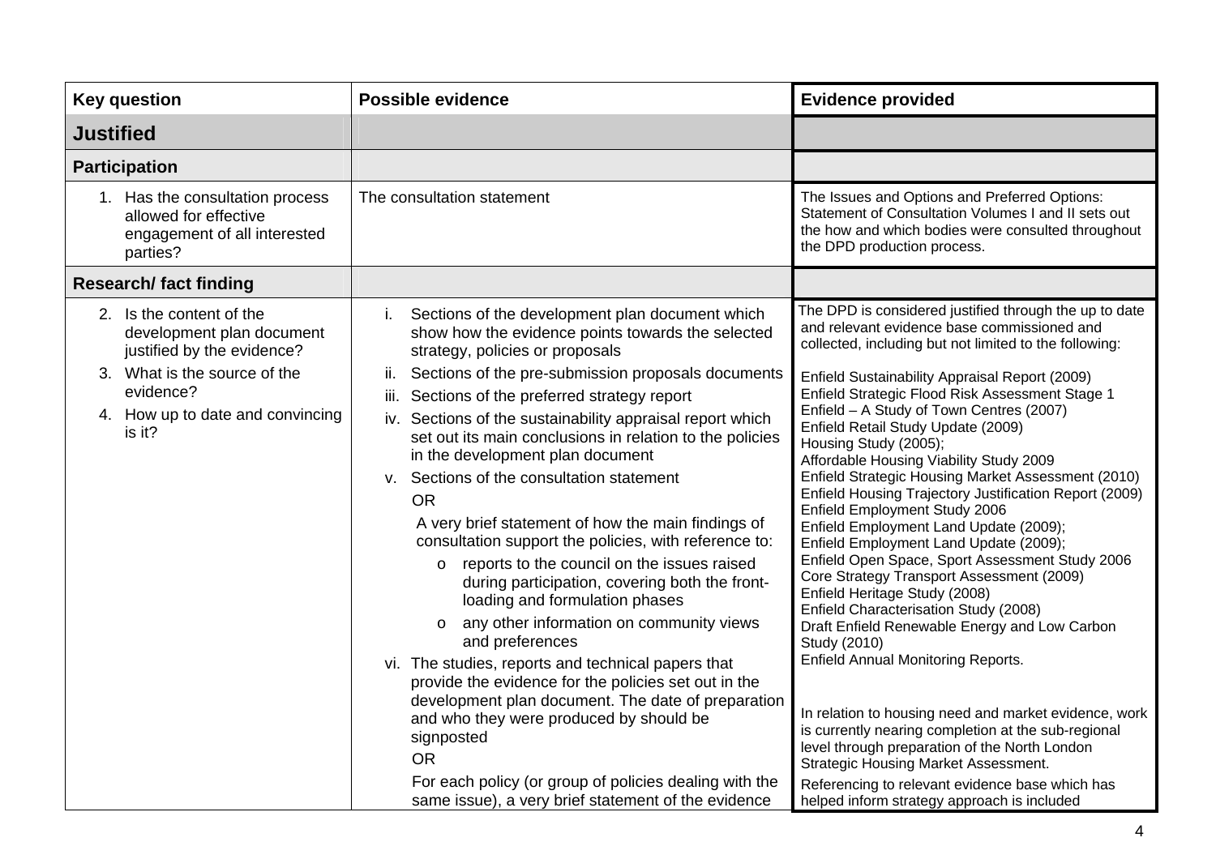| Key question | Possible evidence | Evidence provided |
|---|---|---|
| **Justified** | | |
| **Participation** | | |
| 1. Has the consultation process allowed for effective engagement of all interested parties? | The consultation statement | The Issues and Options and Preferred Options: Statement of Consultation Volumes I and II sets out the how and which bodies were consulted throughout the DPD production process. |
| **Research/ fact finding** | | |
| 2. Is the content of the development plan document justified by the evidence?<br>3. What is the source of the evidence?<br>4. How up to date and convincing is it? | i. Sections of the development plan document which show how the evidence points towards the selected strategy, policies or proposals<br>ii. Sections of the pre-submission proposals documents<br>iii. Sections of the preferred strategy report<br>iv. Sections of the sustainability appraisal report which set out its main conclusions in relation to the policies in the development plan document<br>v. Sections of the consultation statement<br>OR<br>A very brief statement of how the main findings of consultation support the policies, with reference to:<br>o reports to the council on the issues raised during participation, covering both the front-loading and formulation phases<br>o any other information on community views and preferences<br>vi. The studies, reports and technical papers that provide the evidence for the policies set out in the development plan document. The date of preparation and who they were produced by should be signposted<br>OR<br>For each policy (or group of policies dealing with the same issue), a very brief statement of the evidence | The DPD is considered justified through the up to date and relevant evidence base commissioned and collected, including but not limited to the following:<br><br>Enfield Sustainability Appraisal Report (2009)<br>Enfield Strategic Flood Risk Assessment Stage 1<br>Enfield – A Study of Town Centres (2007)<br>Enfield Retail Study Update (2009)<br>Housing Study (2005);<br>Affordable Housing Viability Study 2009<br>Enfield Strategic Housing Market Assessment (2010)<br>Enfield Housing Trajectory Justification Report (2009)<br>Enfield Employment Study 2006<br>Enfield Employment Land Update (2009);<br>Enfield Employment Land Update (2009);<br>Enfield Open Space, Sport Assessment Study 2006<br>Core Strategy Transport Assessment (2009)<br>Enfield Heritage Study (2008)<br>Enfield Characterisation Study (2008)<br>Draft Enfield Renewable Energy and Low Carbon Study (2010)<br>Enfield Annual Monitoring Reports.<br><br>In relation to housing need and market evidence, work is currently nearing completion at the sub-regional level through preparation of the North London Strategic Housing Market Assessment.<br>Referencing to relevant evidence base which has helped inform strategy approach is included |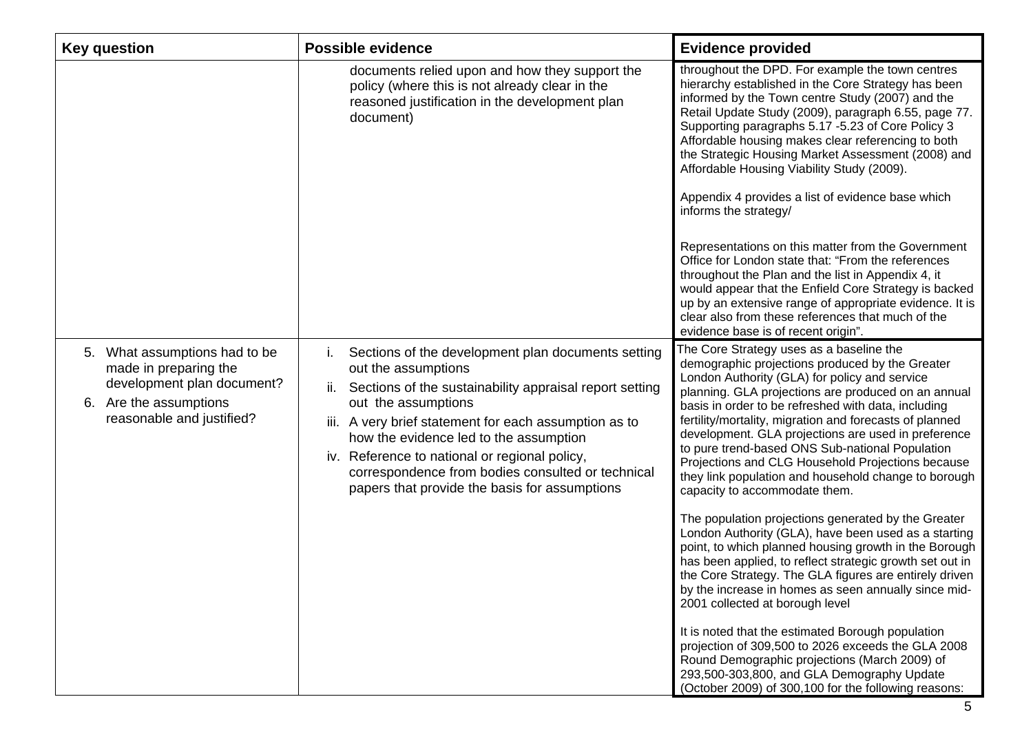| Key question | Possible evidence | Evidence provided |
|---|---|---|
| | documents relied upon and how they support the policy (where this is not already clear in the reasoned justification in the development plan document) | throughout the DPD. For example the town centres hierarchy established in the Core Strategy has been informed by the Town centre Study (2007) and the Retail Update Study (2009), paragraph 6.55, page 77. Supporting paragraphs 5.17 -5.23 of Core Policy 3 Affordable housing makes clear referencing to both the Strategic Housing Market Assessment (2008) and Affordable Housing Viability Study (2009).<br><br>Appendix 4 provides a list of evidence base which informs the strategy/<br><br>Representations on this matter from the Government Office for London state that: "From the references throughout the Plan and the list in Appendix 4, it would appear that the Enfield Core Strategy is backed up by an extensive range of appropriate evidence. It is clear also from these references that much of the evidence base is of recent origin". |
| 5. What assumptions had to be made in preparing the development plan document?<br>6. Are the assumptions reasonable and justified? | i. Sections of the development plan documents setting out the assumptions<br>ii. Sections of the sustainability appraisal report setting out the assumptions<br>iii. A very brief statement for each assumption as to how the evidence led to the assumption<br>iv. Reference to national or regional policy, correspondence from bodies consulted or technical papers that provide the basis for assumptions | The Core Strategy uses as a baseline the demographic projections produced by the Greater London Authority (GLA) for policy and service planning. GLA projections are produced on an annual basis in order to be refreshed with data, including fertility/mortality, migration and forecasts of planned development. GLA projections are used in preference to pure trend-based ONS Sub-national Population Projections and CLG Household Projections because they link population and household change to borough capacity to accommodate them.<br><br>The population projections generated by the Greater London Authority (GLA), have been used as a starting point, to which planned housing growth in the Borough has been applied, to reflect strategic growth set out in the Core Strategy. The GLA figures are entirely driven by the increase in homes as seen annually since mid-2001 collected at borough level<br><br>It is noted that the estimated Borough population projection of 309,500 to 2026 exceeds the GLA 2008 Round Demographic projections (March 2009) of 293,500-303,800, and GLA Demography Update (October 2009) of 300,100 for the following reasons: |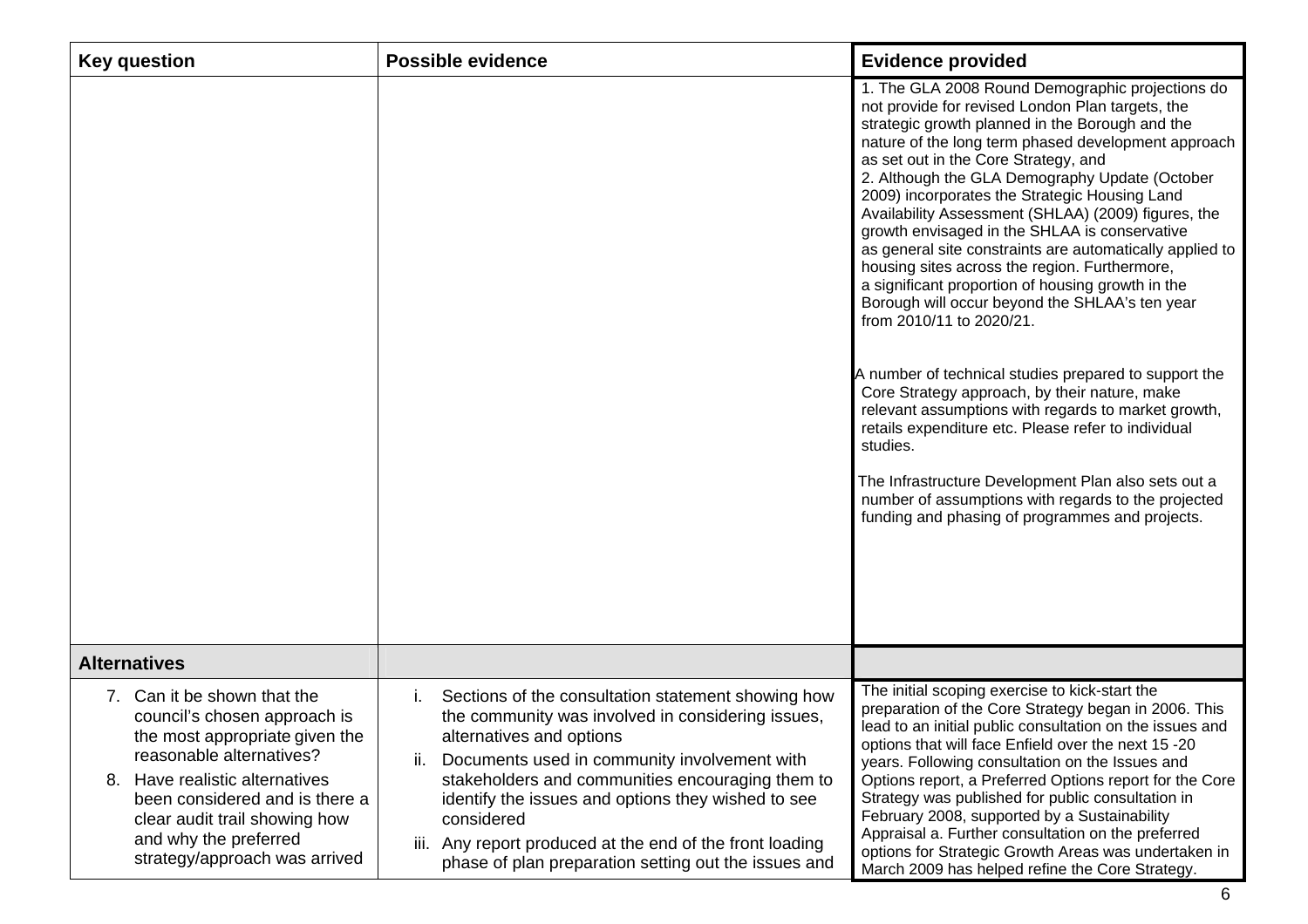| Key question | Possible evidence | Evidence provided |
|---|---|---|
| | | 1. The GLA 2008 Round Demographic projections do not provide for revised London Plan targets, the strategic growth planned in the Borough and the nature of the long term phased development approach as set out in the Core Strategy, and<br>2. Although the GLA Demography Update (October 2009) incorporates the Strategic Housing Land Availability Assessment (SHLAA) (2009) figures, the growth envisaged in the SHLAA is conservative as general site constraints are automatically applied to housing sites across the region. Furthermore, a significant proportion of housing growth in the Borough will occur beyond the SHLAA's ten year from 2010/11 to 2020/21.<br><br>A number of technical studies prepared to support the Core Strategy approach, by their nature, make relevant assumptions with regards to market growth, retails expenditure etc. Please refer to individual studies.<br><br>The Infrastructure Development Plan also sets out a number of assumptions with regards to the projected funding and phasing of programmes and projects. |
| **Alternatives** | | |
| 7. Can it be shown that the council's chosen approach is the most appropriate given the reasonable alternatives?<br>8. Have realistic alternatives been considered and is there a clear audit trail showing how and why the preferred strategy/approach was arrived | i. Sections of the consultation statement showing how the community was involved in considering issues, alternatives and options<br>ii. Documents used in community involvement with stakeholders and communities encouraging them to identify the issues and options they wished to see considered<br>iii. Any report produced at the end of the front loading phase of plan preparation setting out the issues and | The initial scoping exercise to kick-start the preparation of the Core Strategy began in 2006. This lead to an initial public consultation on the issues and options that will face Enfield over the next 15 -20 years. Following consultation on the Issues and Options report, a Preferred Options report for the Core Strategy was published for public consultation in February 2008, supported by a Sustainability Appraisal a. Further consultation on the preferred options for Strategic Growth Areas was undertaken in March 2009 has helped refine the Core Strategy. |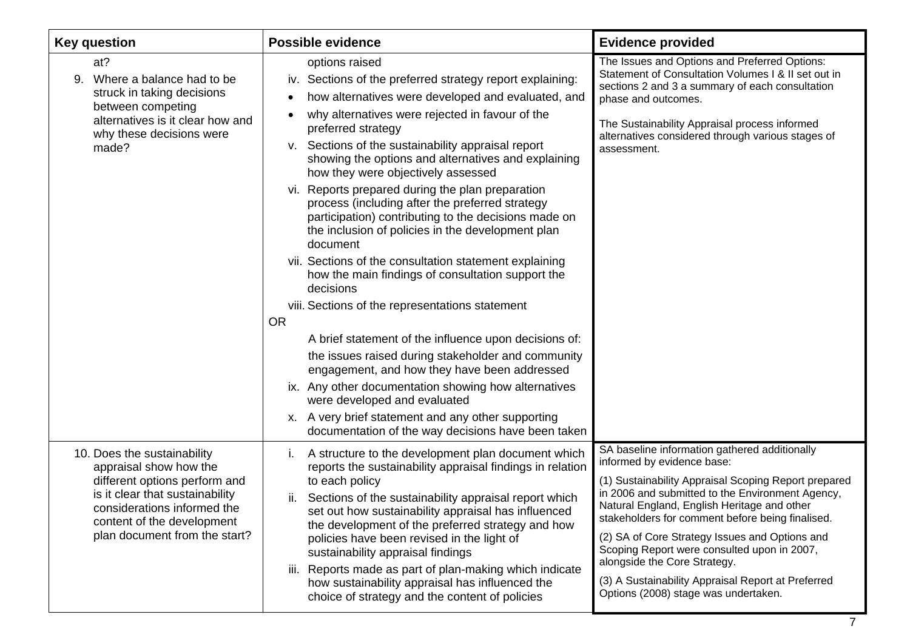| Key question | Possible evidence | Evidence provided |
|---|---|---|
| at?<br>9. Where a balance had to be struck in taking decisions between competing alternatives is it clear how and why these decisions were made? | options raised<br>iv. Sections of the preferred strategy report explaining:<br>• how alternatives were developed and evaluated, and<br>• why alternatives were rejected in favour of the preferred strategy<br>v. Sections of the sustainability appraisal report showing the options and alternatives and explaining how they were objectively assessed<br>vi. Reports prepared during the plan preparation process (including after the preferred strategy participation) contributing to the decisions made on the inclusion of policies in the development plan document<br>vii. Sections of the consultation statement explaining how the main findings of consultation support the decisions<br>viii. Sections of the representations statement<br>OR<br>A brief statement of the influence upon decisions of:<br>the issues raised during stakeholder and community engagement, and how they have been addressed<br>ix. Any other documentation showing how alternatives were developed and evaluated<br>x. A very brief statement and any other supporting documentation of the way decisions have been taken | The Issues and Options and Preferred Options: Statement of Consultation Volumes I & II set out in sections 2 and 3 a summary of each consultation phase and outcomes.<br><br>The Sustainability Appraisal process informed alternatives considered through various stages of assessment. |
| 10. Does the sustainability appraisal show how the different options perform and is it clear that sustainability considerations informed the content of the development plan document from the start? | i. A structure to the development plan document which reports the sustainability appraisal findings in relation to each policy<br>ii. Sections of the sustainability appraisal report which set out how sustainability appraisal has influenced the development of the preferred strategy and how policies have been revised in the light of sustainability appraisal findings<br>iii. Reports made as part of plan-making which indicate how sustainability appraisal has influenced the choice of strategy and the content of policies | SA baseline information gathered additionally informed by evidence base:<br>(1) Sustainability Appraisal Scoping Report prepared in 2006 and submitted to the Environment Agency, Natural England, English Heritage and other stakeholders for comment before being finalised.<br>(2) SA of Core Strategy Issues and Options and Scoping Report were consulted upon in 2007, alongside the Core Strategy.<br>(3) A Sustainability Appraisal Report at Preferred Options (2008) stage was undertaken. |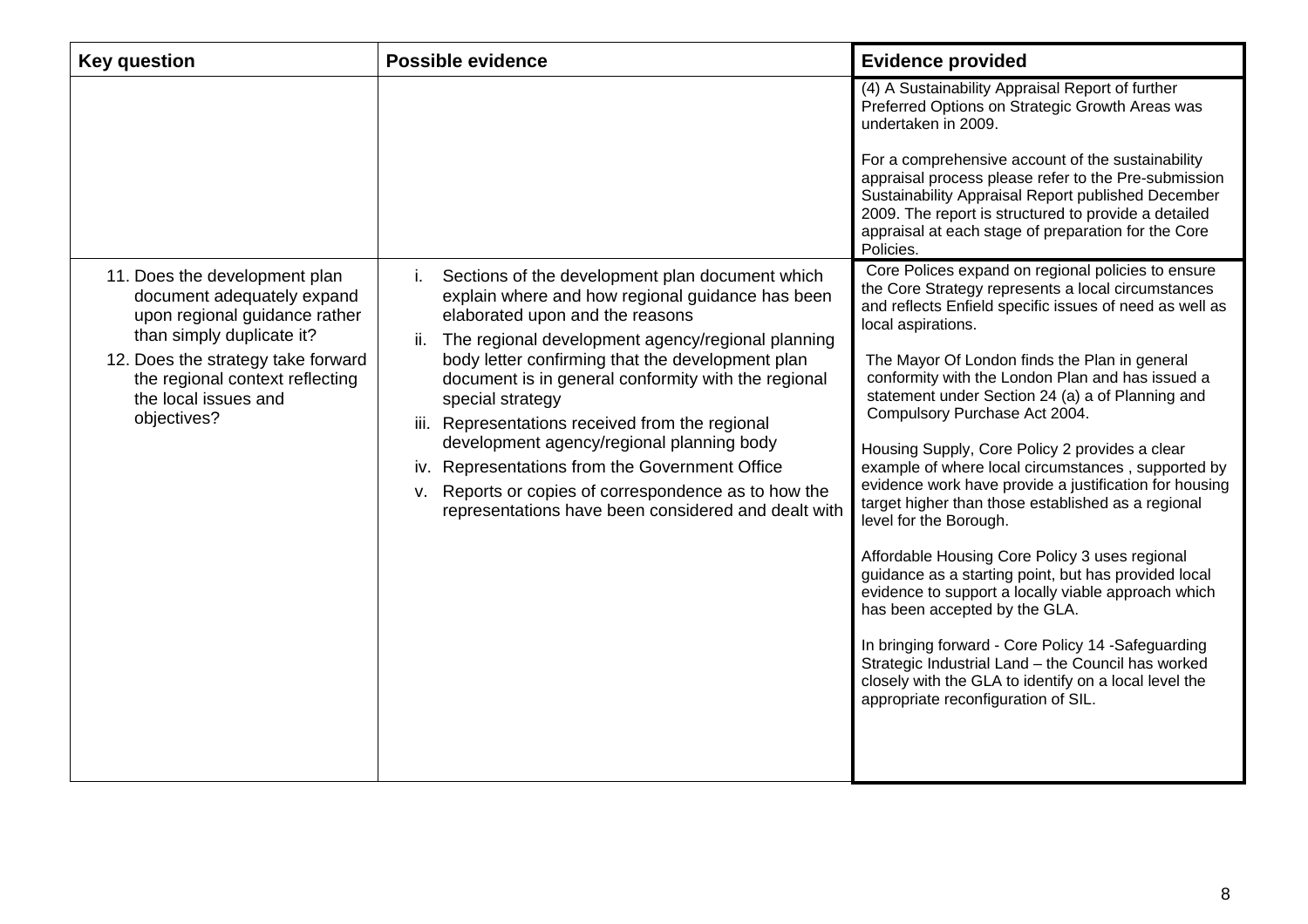| Key question | Possible evidence | Evidence provided |
|---|---|---|
| | | (4) A Sustainability Appraisal Report of further Preferred Options on Strategic Growth Areas was undertaken in 2009.<br><br>For a comprehensive account of the sustainability appraisal process please refer to the Pre-submission Sustainability Appraisal Report published December 2009. The report is structured to provide a detailed appraisal at each stage of preparation for the Core Policies. |
| 11. Does the development plan document adequately expand upon regional guidance rather than simply duplicate it?<br>12. Does the strategy take forward the regional context reflecting the local issues and objectives? | i. Sections of the development plan document which explain where and how regional guidance has been elaborated upon and the reasons<br>ii. The regional development agency/regional planning body letter confirming that the development plan document is in general conformity with the regional special strategy<br>iii. Representations received from the regional development agency/regional planning body<br>iv. Representations from the Government Office<br>v. Reports or copies of correspondence as to how the representations have been considered and dealt with | Core Polices expand on regional policies to ensure the Core Strategy represents a local circumstances and reflects Enfield specific issues of need as well as local aspirations.<br><br>The Mayor Of London finds the Plan in general conformity with the London Plan and has issued a statement under Section 24 (a) a of Planning and Compulsory Purchase Act 2004.<br><br>Housing Supply, Core Policy 2 provides a clear example of where local circumstances , supported by evidence work have provide a justification for housing target higher than those established as a regional level for the Borough.<br><br>Affordable Housing Core Policy 3 uses regional guidance as a starting point, but has provided local evidence to support a locally viable approach which has been accepted by the GLA.<br><br>In bringing forward - Core Policy 14 -Safeguarding Strategic Industrial Land – the Council has worked closely with the GLA to identify on a local level the appropriate reconfiguration of SIL. |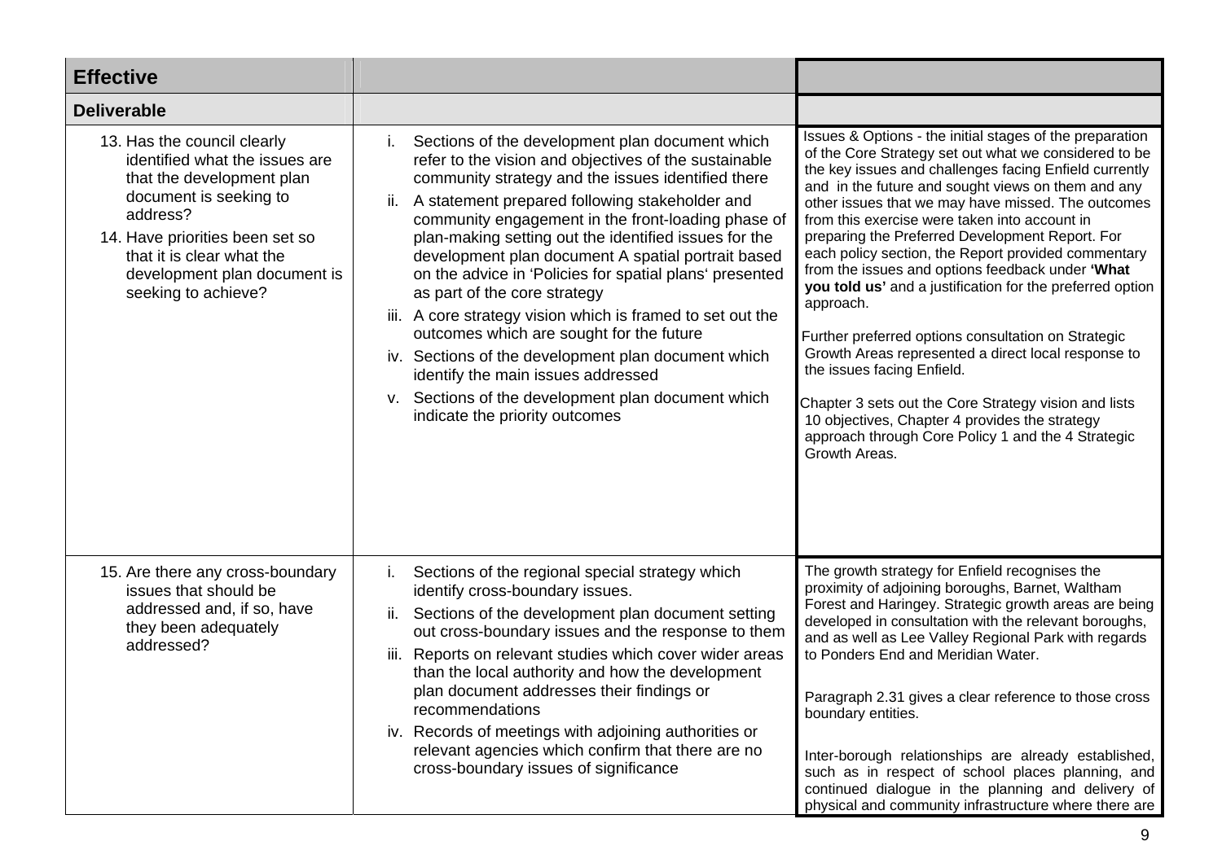| Effective | | |
|---|---|---|
| **Deliverable** | | |
| 13. Has the council clearly identified what the issues are that the development plan document is seeking to address?<br>14. Have priorities been set so that it is clear what the development plan document is seeking to achieve? | i. Sections of the development plan document which refer to the vision and objectives of the sustainable community strategy and the issues identified there<br>ii. A statement prepared following stakeholder and community engagement in the front-loading phase of plan-making setting out the identified issues for the development plan document A spatial portrait based on the advice in 'Policies for spatial plans' presented as part of the core strategy<br>iii. A core strategy vision which is framed to set out the outcomes which are sought for the future<br>iv. Sections of the development plan document which identify the main issues addressed<br>v. Sections of the development plan document which indicate the priority outcomes | Issues & Options - the initial stages of the preparation of the Core Strategy set out what we considered to be the key issues and challenges facing Enfield currently and in the future and sought views on them and any other issues that we may have missed. The outcomes from this exercise were taken into account in preparing the Preferred Development Report. For each policy section, the Report provided commentary from the issues and options feedback under **'What you told us'** and a justification for the preferred option approach.<br><br>Further preferred options consultation on Strategic Growth Areas represented a direct local response to the issues facing Enfield.<br><br>Chapter 3 sets out the Core Strategy vision and lists 10 objectives, Chapter 4 provides the strategy approach through Core Policy 1 and the 4 Strategic Growth Areas. |
| 15. Are there any cross-boundary issues that should be addressed and, if so, have they been adequately addressed? | i. Sections of the regional special strategy which identify cross-boundary issues.<br>ii. Sections of the development plan document setting out cross-boundary issues and the response to them<br>iii. Reports on relevant studies which cover wider areas than the local authority and how the development plan document addresses their findings or recommendations<br>iv. Records of meetings with adjoining authorities or relevant agencies which confirm that there are no cross-boundary issues of significance | The growth strategy for Enfield recognises the proximity of adjoining boroughs, Barnet, Waltham Forest and Haringey. Strategic growth areas are being developed in consultation with the relevant boroughs, and as well as Lee Valley Regional Park with regards to Ponders End and Meridian Water.<br><br>Paragraph 2.31 gives a clear reference to those cross boundary entities.<br><br>Inter-borough relationships are already established, such as in respect of school places planning, and continued dialogue in the planning and delivery of physical and community infrastructure where there are |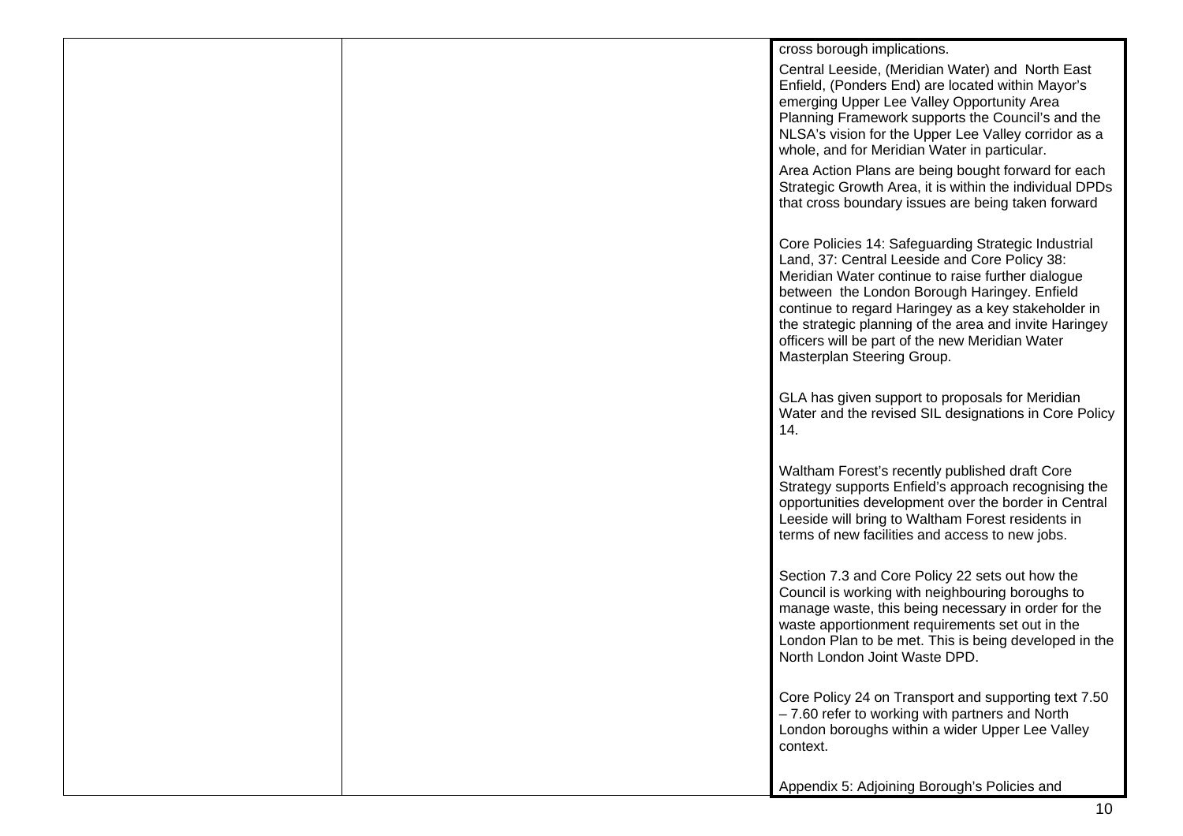|  |  | cross borough implications.<br><br>Central Leeside, (Meridian Water) and North East Enfield, (Ponders End) are located within Mayor's emerging Upper Lee Valley Opportunity Area Planning Framework supports the Council's and the NLSA's vision for the Upper Lee Valley corridor as a whole, and for Meridian Water in particular.<br><br>Area Action Plans are being bought forward for each Strategic Growth Area, it is within the individual DPDs that cross boundary issues are being taken forward<br><br>Core Policies 14: Safeguarding Strategic Industrial Land, 37: Central Leeside and Core Policy 38: Meridian Water continue to raise further dialogue between the London Borough Haringey. Enfield continue to regard Haringey as a key stakeholder in the strategic planning of the area and invite Haringey officers will be part of the new Meridian Water Masterplan Steering Group.<br><br>GLA has given support to proposals for Meridian Water and the revised SIL designations in Core Policy 14.<br><br>Waltham Forest's recently published draft Core Strategy supports Enfield's approach recognising the opportunities development over the border in Central Leeside will bring to Waltham Forest residents in terms of new facilities and access to new jobs.<br><br>Section 7.3 and Core Policy 22 sets out how the Council is working with neighbouring boroughs to manage waste, this being necessary in order for the waste apportionment requirements set out in the London Plan to be met. This is being developed in the North London Joint Waste DPD.<br><br>Core Policy 24 on Transport and supporting text 7.50 – 7.60 refer to working with partners and North London boroughs within a wider Upper Lee Valley context.<br><br>Appendix 5: Adjoining Borough's Policies and |
|---|---|---|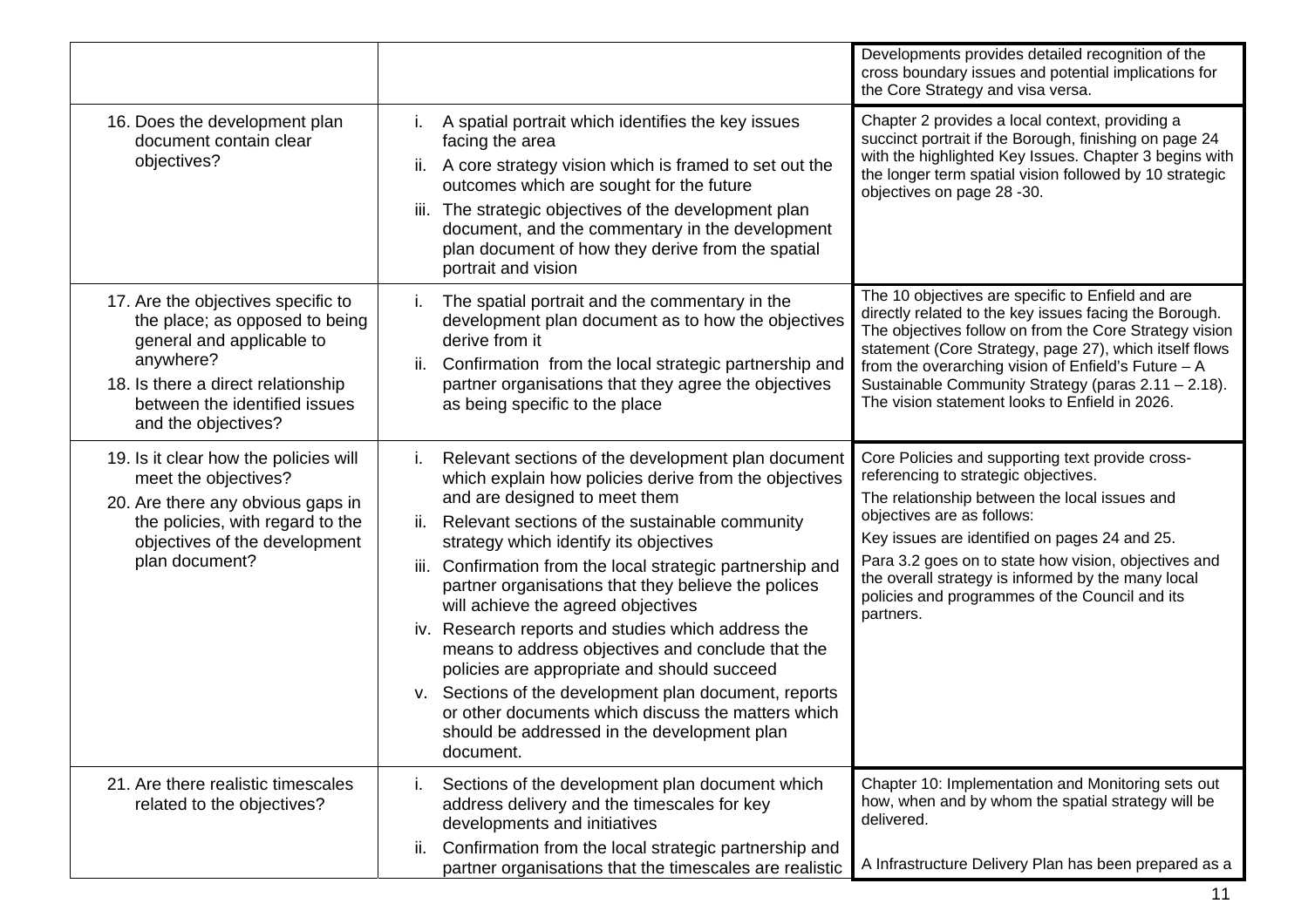| | | |
|---|---|---|
| | | Developments provides detailed recognition of the cross boundary issues and potential implications for the Core Strategy and visa versa. |
| 16. Does the development plan document contain clear objectives? | i. A spatial portrait which identifies the key issues facing the area<br>ii. A core strategy vision which is framed to set out the outcomes which are sought for the future<br>iii. The strategic objectives of the development plan document, and the commentary in the development plan document of how they derive from the spatial portrait and vision | Chapter 2 provides a local context, providing a succinct portrait if the Borough, finishing on page 24 with the highlighted Key Issues. Chapter 3 begins with the longer term spatial vision followed by 10 strategic objectives on page 28 -30. |
| 17. Are the objectives specific to the place; as opposed to being general and applicable to anywhere?<br>18. Is there a direct relationship between the identified issues and the objectives? | i. The spatial portrait and the commentary in the development plan document as to how the objectives derive from it<br>ii. Confirmation from the local strategic partnership and partner organisations that they agree the objectives as being specific to the place | The 10 objectives are specific to Enfield and are directly related to the key issues facing the Borough. The objectives follow on from the Core Strategy vision statement (Core Strategy, page 27), which itself flows from the overarching vision of Enfield's Future – A Sustainable Community Strategy (paras 2.11 – 2.18). The vision statement looks to Enfield in 2026. |
| 19. Is it clear how the policies will meet the objectives?<br>20. Are there any obvious gaps in the policies, with regard to the objectives of the development plan document? | i. Relevant sections of the development plan document which explain how policies derive from the objectives and are designed to meet them<br>ii. Relevant sections of the sustainable community strategy which identify its objectives<br>iii. Confirmation from the local strategic partnership and partner organisations that they believe the polices will achieve the agreed objectives<br>iv. Research reports and studies which address the means to address objectives and conclude that the policies are appropriate and should succeed<br>v. Sections of the development plan document, reports or other documents which discuss the matters which should be addressed in the development plan document. | Core Policies and supporting text provide cross-referencing to strategic objectives.<br>The relationship between the local issues and objectives are as follows:<br>Key issues are identified on pages 24 and 25.<br>Para 3.2 goes on to state how vision, objectives and the overall strategy is informed by the many local policies and programmes of the Council and its partners. |
| 21. Are there realistic timescales related to the objectives? | i. Sections of the development plan document which address delivery and the timescales for key developments and initiatives<br>ii. Confirmation from the local strategic partnership and partner organisations that the timescales are realistic | Chapter 10: Implementation and Monitoring sets out how, when and by whom the spatial strategy will be delivered.<br><br>A Infrastructure Delivery Plan has been prepared as a |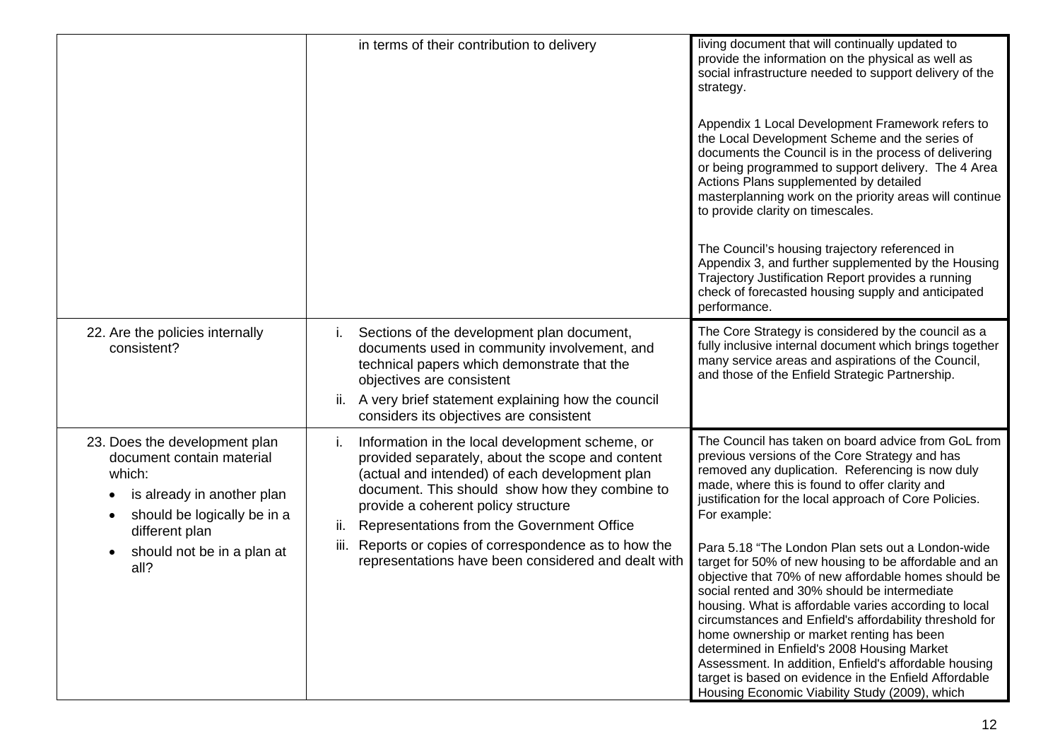| | | |
|---|---|---|
| | in terms of their contribution to delivery | living document that will continually updated to provide the information on the physical as well as social infrastructure needed to support delivery of the strategy.<br><br>Appendix 1 Local Development Framework refers to the Local Development Scheme and the series of documents the Council is in the process of delivering or being programmed to support delivery. The 4 Area Actions Plans supplemented by detailed masterplanning work on the priority areas will continue to provide clarity on timescales.<br><br>The Council's housing trajectory referenced in Appendix 3, and further supplemented by the Housing Trajectory Justification Report provides a running check of forecasted housing supply and anticipated performance. |
| 22. Are the policies internally consistent? | i. Sections of the development plan document, documents used in community involvement, and technical papers which demonstrate that the objectives are consistent<br>ii. A very brief statement explaining how the council considers its objectives are consistent | The Core Strategy is considered by the council as a fully inclusive internal document which brings together many service areas and aspirations of the Council, and those of the Enfield Strategic Partnership. |
| 23. Does the development plan document contain material which:<br>• is already in another plan<br>• should be logically be in a different plan<br>• should not be in a plan at all? | i. Information in the local development scheme, or provided separately, about the scope and content (actual and intended) of each development plan document. This should show how they combine to provide a coherent policy structure<br>ii. Representations from the Government Office<br>iii. Reports or copies of correspondence as to how the representations have been considered and dealt with | The Council has taken on board advice from GoL from previous versions of the Core Strategy and has removed any duplication. Referencing is now duly made, where this is found to offer clarity and justification for the local approach of Core Policies. For example:<br><br>Para 5.18 "The London Plan sets out a London-wide target for 50% of new housing to be affordable and an objective that 70% of new affordable homes should be social rented and 30% should be intermediate housing. What is affordable varies according to local circumstances and Enfield's affordability threshold for home ownership or market renting has been determined in Enfield's 2008 Housing Market Assessment. In addition, Enfield's affordable housing target is based on evidence in the Enfield Affordable Housing Economic Viability Study (2009), which |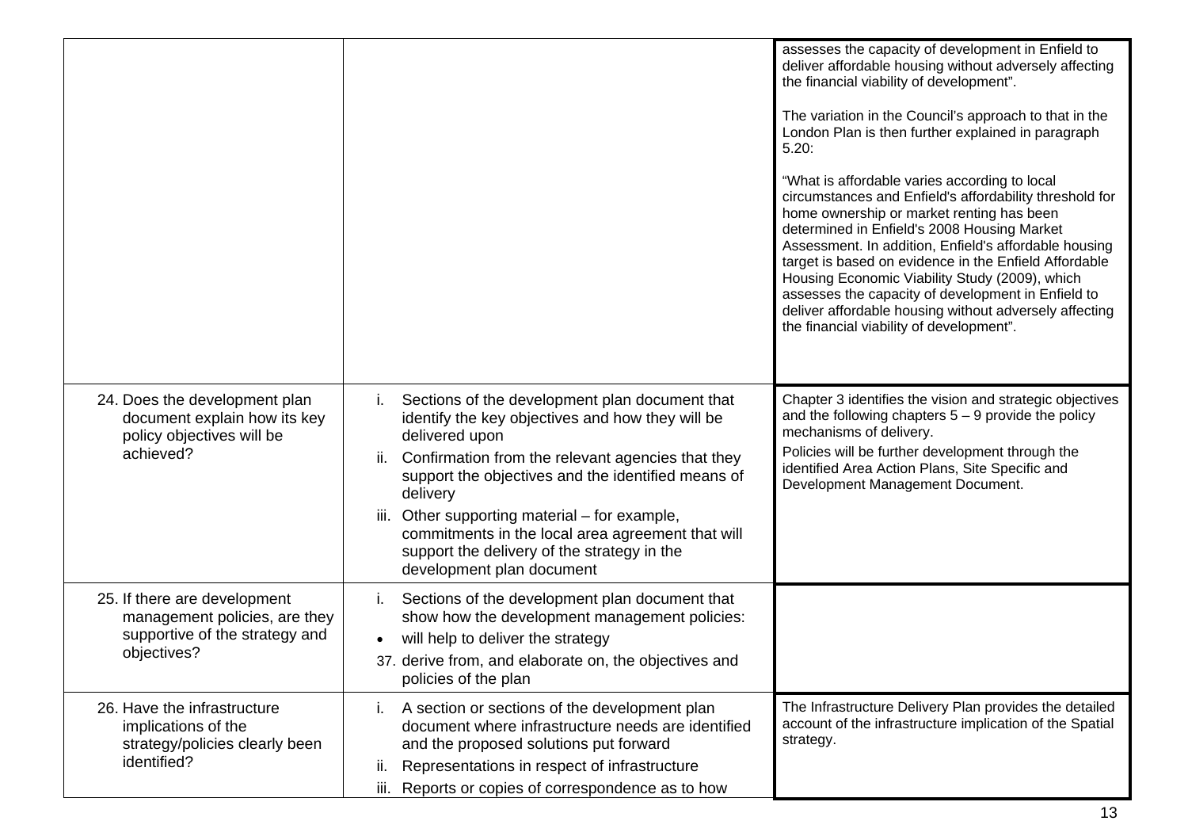| | | |
|---|---|---|
| | | assesses the capacity of development in Enfield to deliver affordable housing without adversely affecting the financial viability of development".<br><br>The variation in the Council's approach to that in the London Plan is then further explained in paragraph 5.20:<br><br>"What is affordable varies according to local circumstances and Enfield's affordability threshold for home ownership or market renting has been determined in Enfield's 2008 Housing Market Assessment. In addition, Enfield's affordable housing target is based on evidence in the Enfield Affordable Housing Economic Viability Study (2009), which assesses the capacity of development in Enfield to deliver affordable housing without adversely affecting the financial viability of development". |
| 24. Does the development plan document explain how its key policy objectives will be achieved? | i. Sections of the development plan document that identify the key objectives and how they will be delivered upon<br>ii. Confirmation from the relevant agencies that they support the objectives and the identified means of delivery<br>iii. Other supporting material – for example, commitments in the local area agreement that will support the delivery of the strategy in the development plan document | Chapter 3 identifies the vision and strategic objectives and the following chapters 5 – 9 provide the policy mechanisms of delivery.<br>Policies will be further development through the identified Area Action Plans, Site Specific and Development Management Document. |
| 25. If there are development management policies, are they supportive of the strategy and objectives? | i. Sections of the development plan document that show how the development management policies:<br>• will help to deliver the strategy<br>37. derive from, and elaborate on, the objectives and policies of the plan | |
| 26. Have the infrastructure implications of the strategy/policies clearly been identified? | i. A section or sections of the development plan document where infrastructure needs are identified and the proposed solutions put forward<br>ii. Representations in respect of infrastructure<br>iii. Reports or copies of correspondence as to how | The Infrastructure Delivery Plan provides the detailed account of the infrastructure implication of the Spatial strategy. |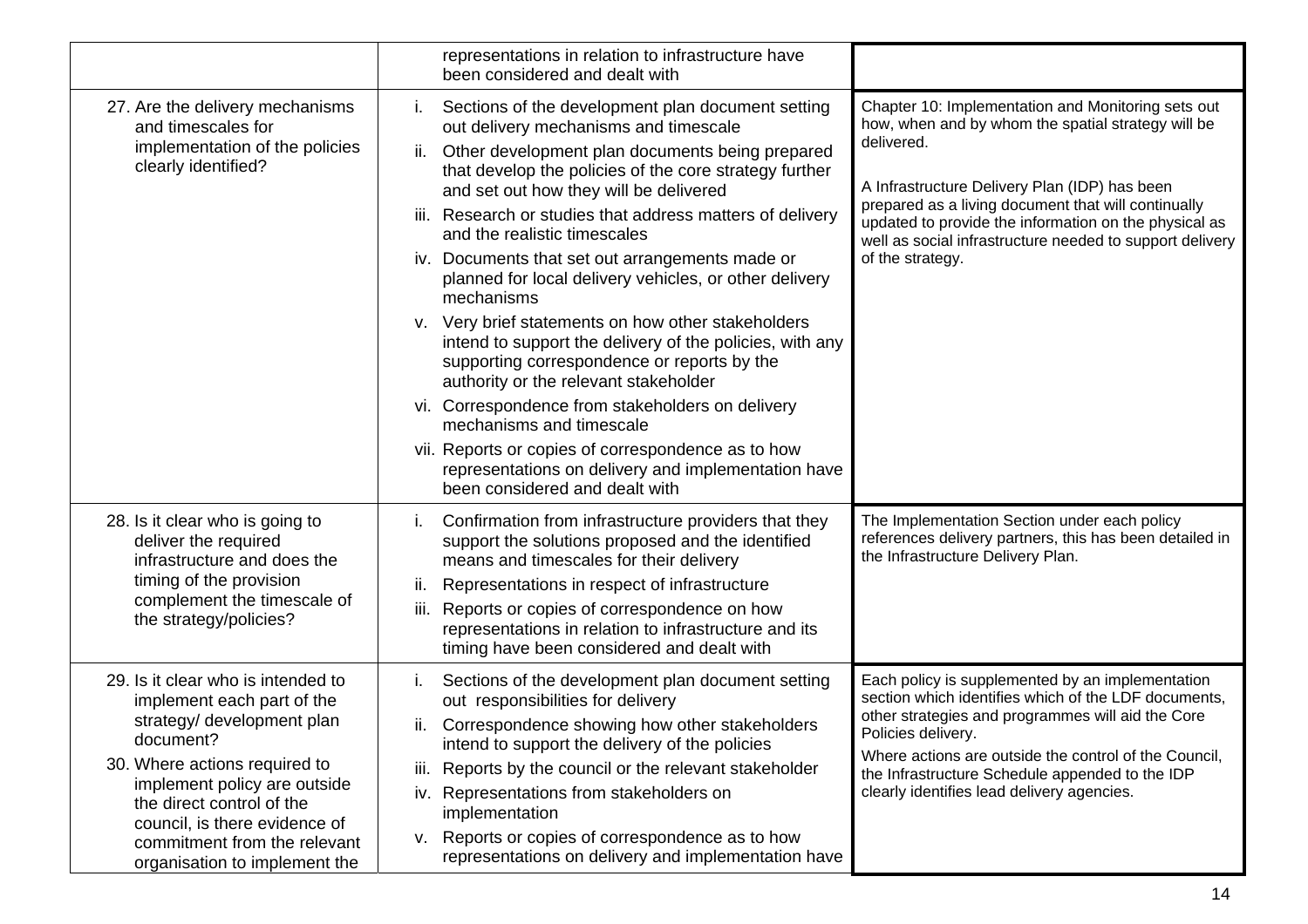| | | |
|---|---|---|
| | representations in relation to infrastructure have been considered and dealt with | |
| 27. Are the delivery mechanisms and timescales for implementation of the policies clearly identified? | i. Sections of the development plan document setting out delivery mechanisms and timescale<br>ii. Other development plan documents being prepared that develop the policies of the core strategy further and set out how they will be delivered<br>iii. Research or studies that address matters of delivery and the realistic timescales<br>iv. Documents that set out arrangements made or planned for local delivery vehicles, or other delivery mechanisms<br>v. Very brief statements on how other stakeholders intend to support the delivery of the policies, with any supporting correspondence or reports by the authority or the relevant stakeholder<br>vi. Correspondence from stakeholders on delivery mechanisms and timescale<br>vii. Reports or copies of correspondence as to how representations on delivery and implementation have been considered and dealt with | Chapter 10: Implementation and Monitoring sets out how, when and by whom the spatial strategy will be delivered.<br><br>A Infrastructure Delivery Plan (IDP) has been prepared as a living document that will continually updated to provide the information on the physical as well as social infrastructure needed to support delivery of the strategy. |
| 28. Is it clear who is going to deliver the required infrastructure and does the timing of the provision complement the timescale of the strategy/policies? | i. Confirmation from infrastructure providers that they support the solutions proposed and the identified means and timescales for their delivery<br>ii. Representations in respect of infrastructure<br>iii. Reports or copies of correspondence on how representations in relation to infrastructure and its timing have been considered and dealt with | The Implementation Section under each policy references delivery partners, this has been detailed in the Infrastructure Delivery Plan. |
| 29. Is it clear who is intended to implement each part of the strategy/ development plan document?<br>30. Where actions required to implement policy are outside the direct control of the council, is there evidence of commitment from the relevant organisation to implement the | i. Sections of the development plan document setting out responsibilities for delivery<br>ii. Correspondence showing how other stakeholders intend to support the delivery of the policies<br>iii. Reports by the council or the relevant stakeholder<br>iv. Representations from stakeholders on implementation<br>v. Reports or copies of correspondence as to how representations on delivery and implementation have | Each policy is supplemented by an implementation section which identifies which of the LDF documents, other strategies and programmes will aid the Core Policies delivery.<br>Where actions are outside the control of the Council, the Infrastructure Schedule appended to the IDP clearly identifies lead delivery agencies. |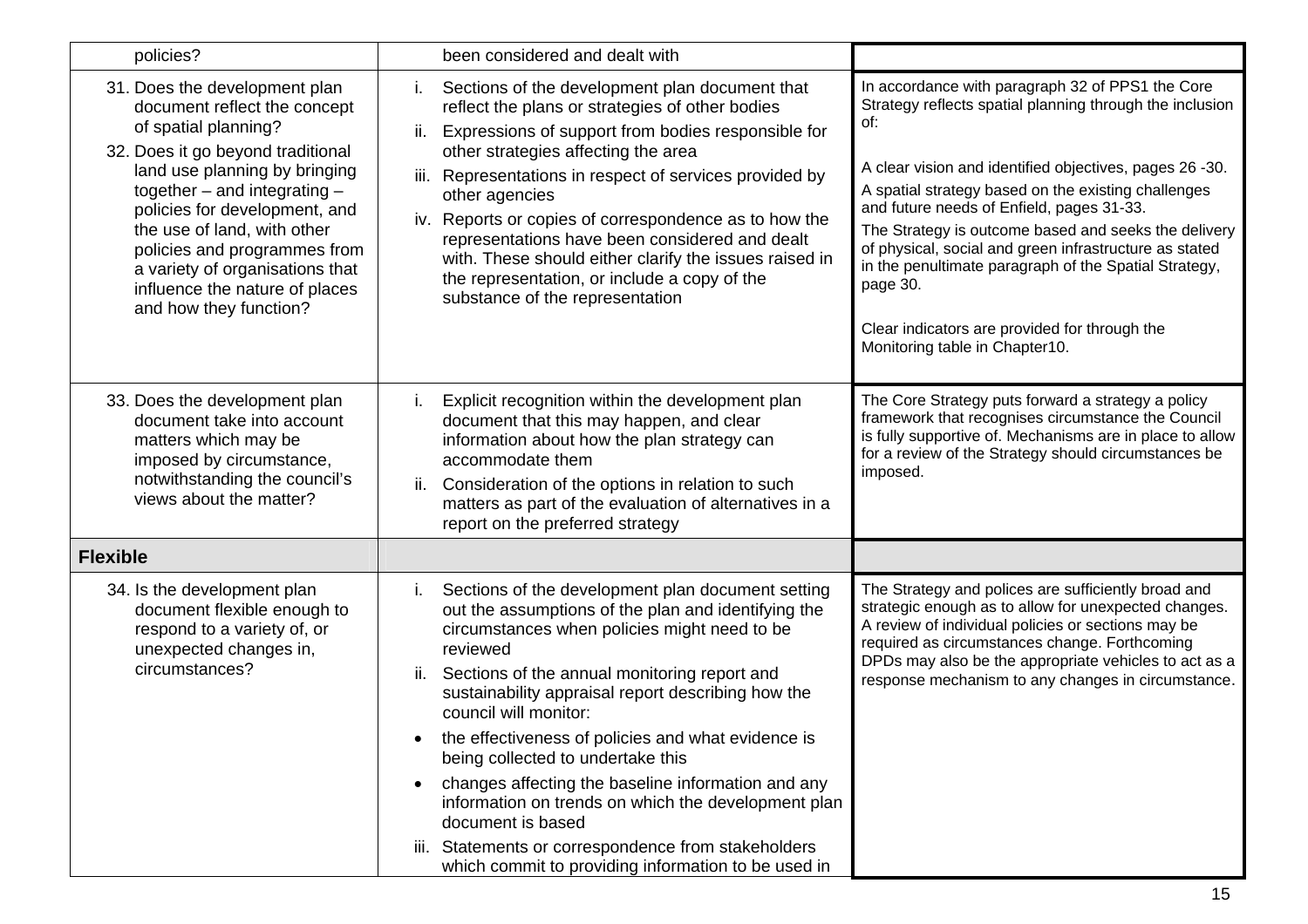| | | |
|---|---|---|
| policies? | been considered and dealt with | |
| 31. Does the development plan document reflect the concept of spatial planning?<br>32. Does it go beyond traditional land use planning by bringing together – and integrating – policies for development, and the use of land, with other policies and programmes from a variety of organisations that influence the nature of places and how they function? | i. Sections of the development plan document that reflect the plans or strategies of other bodies<br>ii. Expressions of support from bodies responsible for other strategies affecting the area<br>iii. Representations in respect of services provided by other agencies<br>iv. Reports or copies of correspondence as to how the representations have been considered and dealt with. These should either clarify the issues raised in the representation, or include a copy of the substance of the representation | In accordance with paragraph 32 of PPS1 the Core Strategy reflects spatial planning through the inclusion of:<br><br>A clear vision and identified objectives, pages 26 -30.<br>A spatial strategy based on the existing challenges and future needs of Enfield, pages 31-33.<br>The Strategy is outcome based and seeks the delivery of physical, social and green infrastructure as stated in the penultimate paragraph of the Spatial Strategy, page 30.<br><br>Clear indicators are provided for through the Monitoring table in Chapter10. |
| 33. Does the development plan document take into account matters which may be imposed by circumstance, notwithstanding the council's views about the matter? | i. Explicit recognition within the development plan document that this may happen, and clear information about how the plan strategy can accommodate them<br>ii. Consideration of the options in relation to such matters as part of the evaluation of alternatives in a report on the preferred strategy | The Core Strategy puts forward a strategy a policy framework that recognises circumstance the Council is fully supportive of. Mechanisms are in place to allow for a review of the Strategy should circumstances be imposed. |
| **Flexible** | | |
| 34. Is the development plan document flexible enough to respond to a variety of, or unexpected changes in, circumstances? | i. Sections of the development plan document setting out the assumptions of the plan and identifying the circumstances when policies might need to be reviewed<br>ii. Sections of the annual monitoring report and sustainability appraisal report describing how the council will monitor:<br>• the effectiveness of policies and what evidence is being collected to undertake this<br>• changes affecting the baseline information and any information on trends on which the development plan document is based<br>iii. Statements or correspondence from stakeholders which commit to providing information to be used in | The Strategy and polices are sufficiently broad and strategic enough as to allow for unexpected changes. A review of individual policies or sections may be required as circumstances change. Forthcoming DPDs may also be the appropriate vehicles to act as a response mechanism to any changes in circumstance. |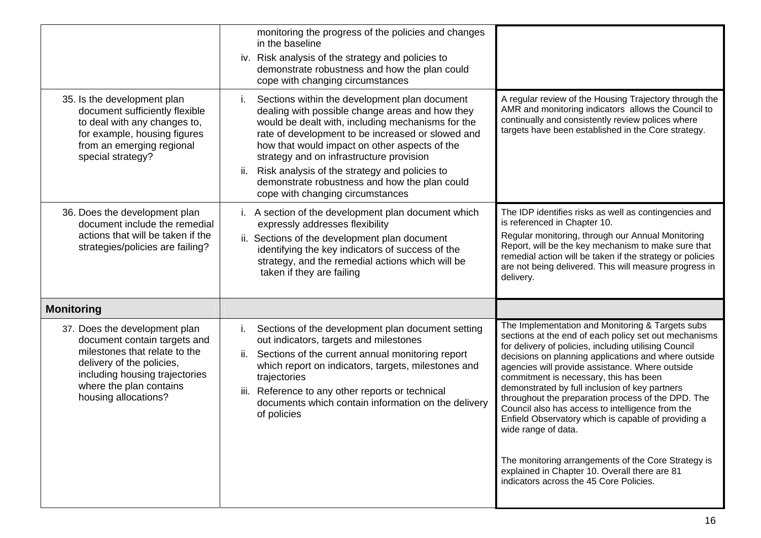| | | |
|---|---|---|
| | monitoring the progress of the policies and changes in the baseline<br>iv. Risk analysis of the strategy and policies to demonstrate robustness and how the plan could cope with changing circumstances | |
| 35. Is the development plan document sufficiently flexible to deal with any changes to, for example, housing figures from an emerging regional special strategy? | i. Sections within the development plan document dealing with possible change areas and how they would be dealt with, including mechanisms for the rate of development to be increased or slowed and how that would impact on other aspects of the strategy and on infrastructure provision<br>ii. Risk analysis of the strategy and policies to demonstrate robustness and how the plan could cope with changing circumstances | A regular review of the Housing Trajectory through the AMR and monitoring indicators allows the Council to continually and consistently review polices where targets have been established in the Core strategy. |
| 36. Does the development plan document include the remedial actions that will be taken if the strategies/policies are failing? | i. A section of the development plan document which expressly addresses flexibility<br>ii. Sections of the development plan document identifying the key indicators of success of the strategy, and the remedial actions which will be taken if they are failing | The IDP identifies risks as well as contingencies and is referenced in Chapter 10.<br>Regular monitoring, through our Annual Monitoring Report, will be the key mechanism to make sure that remedial action will be taken if the strategy or policies are not being delivered. This will measure progress in delivery. |
| **Monitoring** | | |
| 37. Does the development plan document contain targets and milestones that relate to the delivery of the policies, including housing trajectories where the plan contains housing allocations? | i. Sections of the development plan document setting out indicators, targets and milestones<br>ii. Sections of the current annual monitoring report which report on indicators, targets, milestones and trajectories<br>iii. Reference to any other reports or technical documents which contain information on the delivery of policies | The Implementation and Monitoring & Targets subs sections at the end of each policy set out mechanisms for delivery of policies, including utilising Council decisions on planning applications and where outside agencies will provide assistance. Where outside commitment is necessary, this has been demonstrated by full inclusion of key partners throughout the preparation process of the DPD. The Council also has access to intelligence from the Enfield Observatory which is capable of providing a wide range of data.<br><br>The monitoring arrangements of the Core Strategy is explained in Chapter 10. Overall there are 81 indicators across the 45 Core Policies. |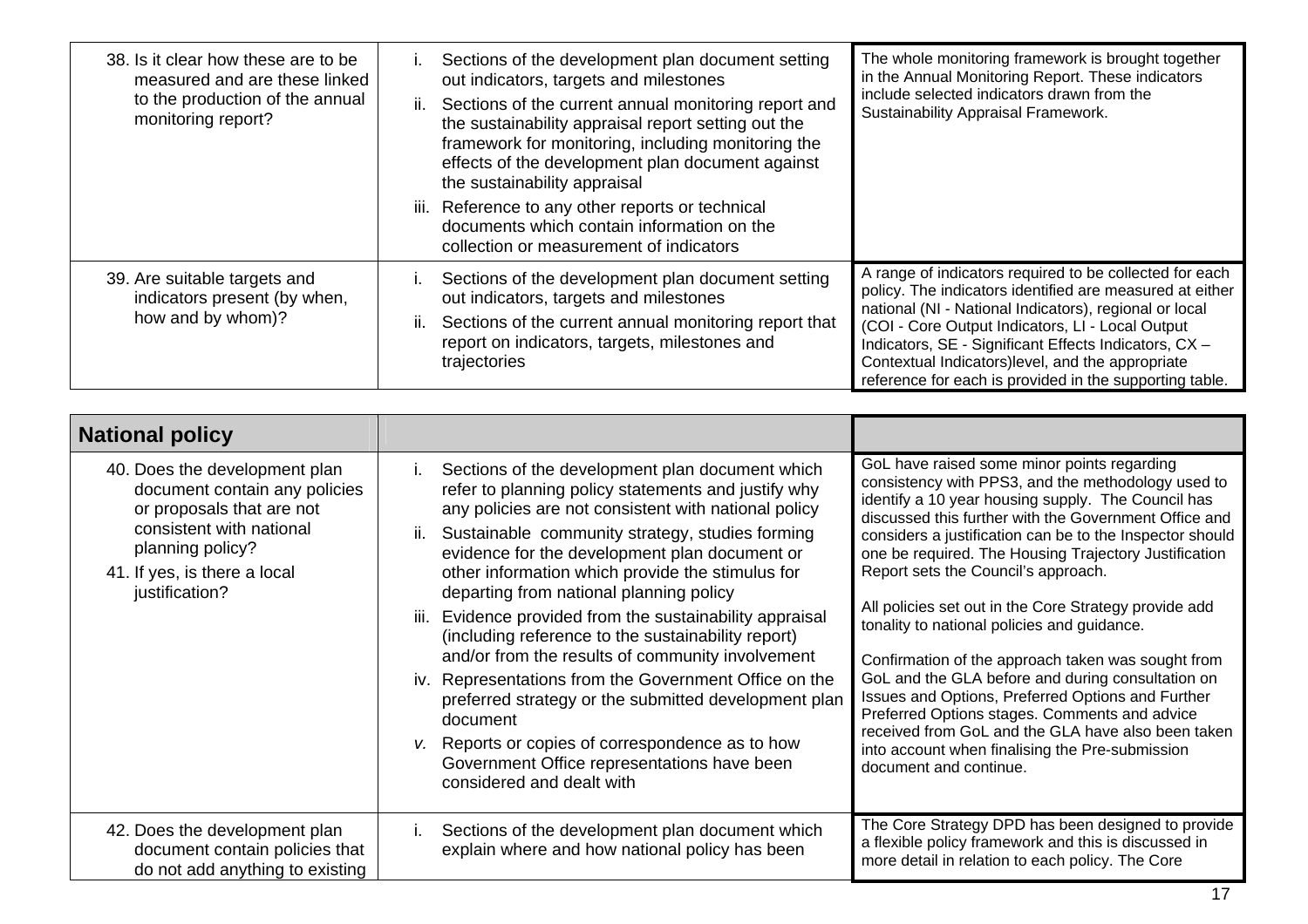| | | |
|---|---|---|
| 38. Is it clear how these are to be measured and are these linked to the production of the annual monitoring report? | i. Sections of the development plan document setting out indicators, targets and milestones<br>ii. Sections of the current annual monitoring report and the sustainability appraisal report setting out the framework for monitoring, including monitoring the effects of the development plan document against the sustainability appraisal<br>iii. Reference to any other reports or technical documents which contain information on the collection or measurement of indicators | The whole monitoring framework is brought together in the Annual Monitoring Report. These indicators include selected indicators drawn from the Sustainability Appraisal Framework. |
| 39. Are suitable targets and indicators present (by when, how and by whom)? | i. Sections of the development plan document setting out indicators, targets and milestones<br>ii. Sections of the current annual monitoring report that report on indicators, targets, milestones and trajectories | A range of indicators required to be collected for each policy. The indicators identified are measured at either national (NI - National Indicators), regional or local (COI - Core Output Indicators, LI - Local Output Indicators, SE - Significant Effects Indicators, CX – Contextual Indicators)level, and the appropriate reference for each is provided in the supporting table. |

| **National policy** | | |
|---|---|---|
| 40. Does the development plan document contain any policies or proposals that are not consistent with national planning policy?<br>41. If yes, is there a local justification? | i. Sections of the development plan document which refer to planning policy statements and justify why any policies are not consistent with national policy<br>ii. Sustainable community strategy, studies forming evidence for the development plan document or other information which provide the stimulus for departing from national planning policy<br>iii. Evidence provided from the sustainability appraisal (including reference to the sustainability report) and/or from the results of community involvement<br>iv. Representations from the Government Office on the preferred strategy or the submitted development plan document<br>*v.* Reports or copies of correspondence as to how Government Office representations have been considered and dealt with | GoL have raised some minor points regarding consistency with PPS3, and the methodology used to identify a 10 year housing supply. The Council has discussed this further with the Government Office and considers a justification can be to the Inspector should one be required. The Housing Trajectory Justification Report sets the Council's approach.<br><br>All policies set out in the Core Strategy provide add tonality to national policies and guidance.<br><br>Confirmation of the approach taken was sought from GoL and the GLA before and during consultation on Issues and Options, Preferred Options and Further Preferred Options stages. Comments and advice received from GoL and the GLA have also been taken into account when finalising the Pre-submission document and continue. |
| 42. Does the development plan document contain policies that do not add anything to existing | i. Sections of the development plan document which explain where and how national policy has been | The Core Strategy DPD has been designed to provide a flexible policy framework and this is discussed in more detail in relation to each policy. The Core |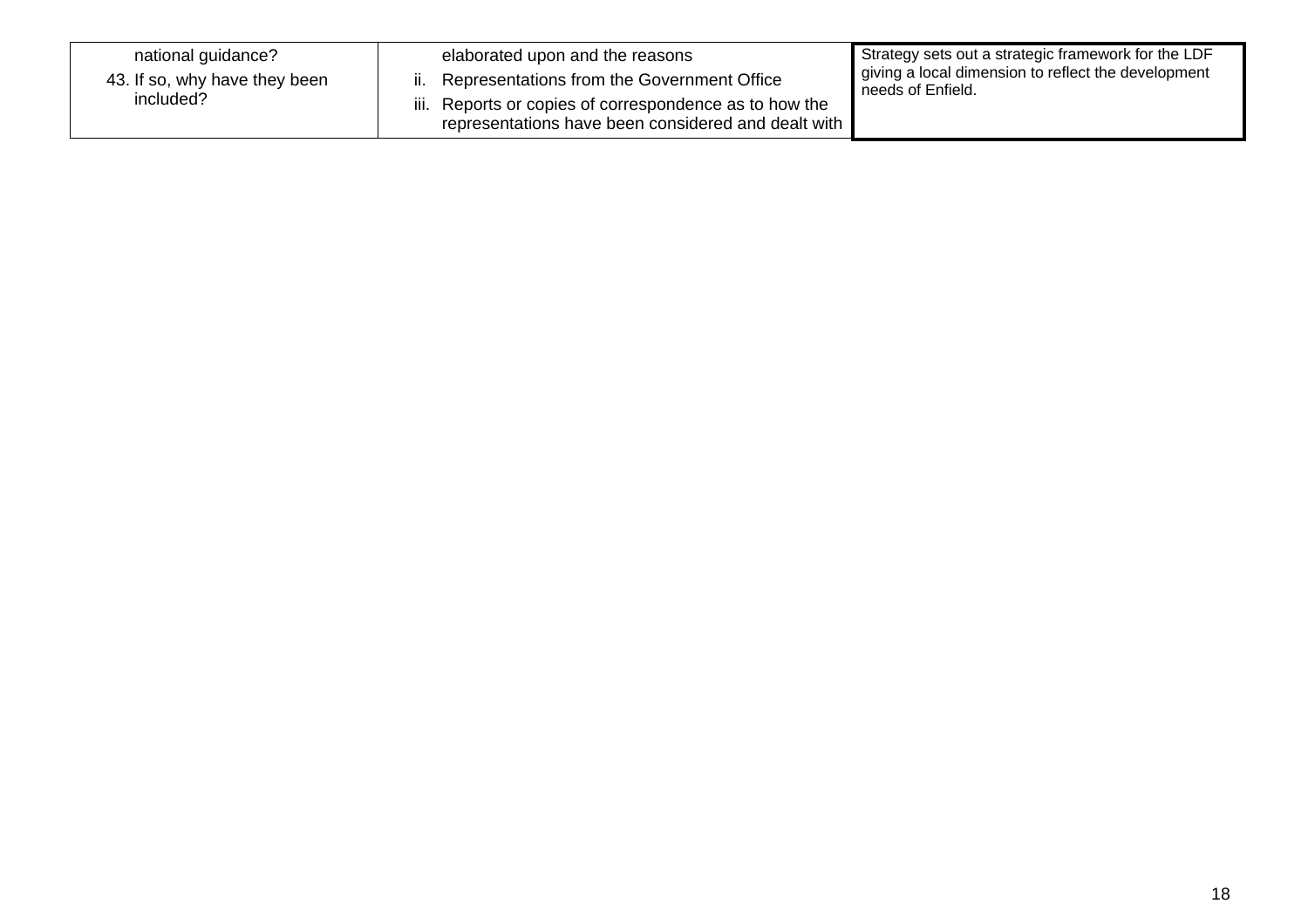| | | |
|---|---|---|
| national guidance?<br>43. If so, why have they been included? | elaborated upon and the reasons<br>ii. Representations from the Government Office<br>iii. Reports or copies of correspondence as to how the representations have been considered and dealt with | Strategy sets out a strategic framework for the LDF giving a local dimension to reflect the development needs of Enfield. |